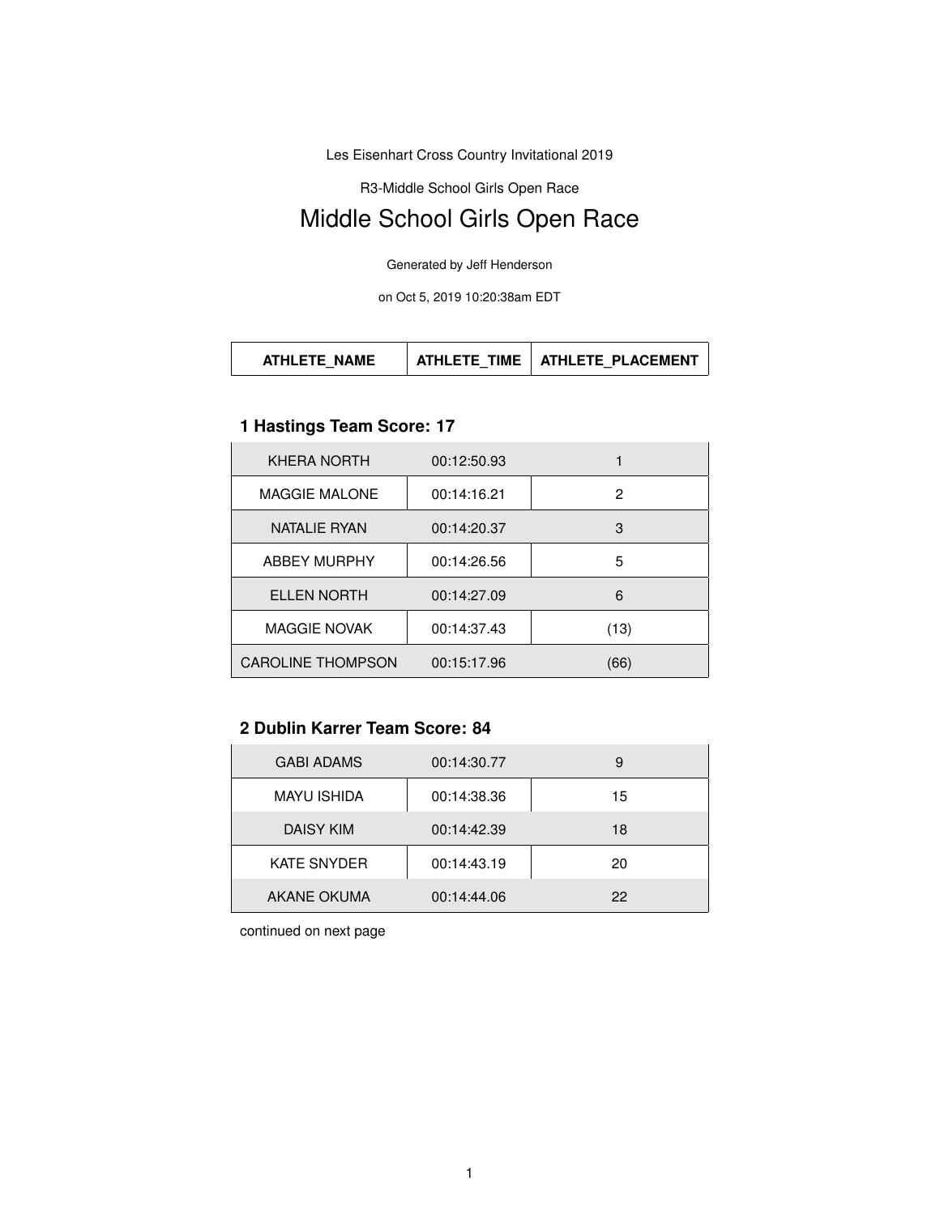Les Eisenhart Cross Country Invitational 2019

R3-Middle School Girls Open Race

# Middle School Girls Open Race

Generated by Jeff Henderson

on Oct 5, 2019 10:20:38am EDT

| ATHLETE_NAME | ATHLETE_TIME | ATHLETE_PLACEMENT |
|---|---|---|

### 1 Hastings Team Score: 17

| ATHLETE_NAME | ATHLETE_TIME | ATHLETE_PLACEMENT |
|---|---|---|
| KHERA NORTH | 00:12:50.93 | 1 |
| MAGGIE MALONE | 00:14:16.21 | 2 |
| NATALIE RYAN | 00:14:20.37 | 3 |
| ABBEY MURPHY | 00:14:26.56 | 5 |
| ELLEN NORTH | 00:14:27.09 | 6 |
| MAGGIE NOVAK | 00:14:37.43 | (13) |
| CAROLINE THOMPSON | 00:15:17.96 | (66) |

### 2 Dublin Karrer Team Score: 84

| ATHLETE_NAME | ATHLETE_TIME | ATHLETE_PLACEMENT |
|---|---|---|
| GABI ADAMS | 00:14:30.77 | 9 |
| MAYU ISHIDA | 00:14:38.36 | 15 |
| DAISY KIM | 00:14:42.39 | 18 |
| KATE SNYDER | 00:14:43.19 | 20 |
| AKANE OKUMA | 00:14:44.06 | 22 |

continued on next page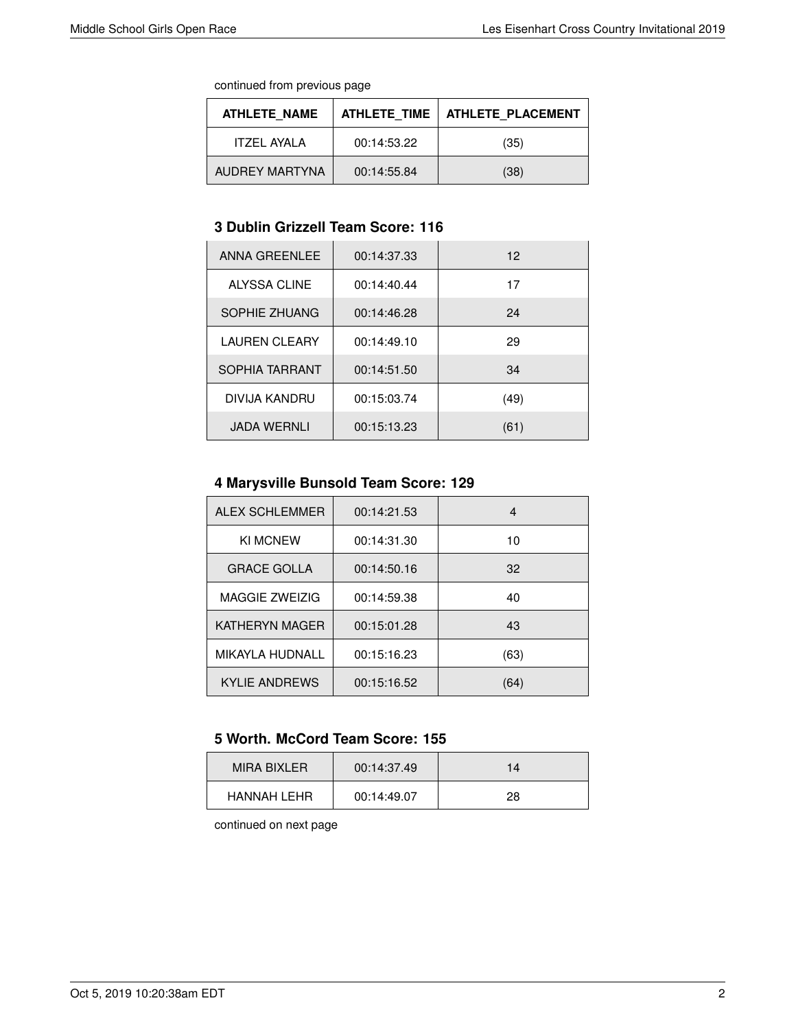continued from previous page

| ATHLETE_NAME | ATHLETE_TIME | ATHLETE_PLACEMENT |
|---|---|---|
| ITZEL AYALA | 00:14:53.22 | (35) |
| AUDREY MARTYNA | 00:14:55.84 | (38) |

### 3 Dublin Grizzell Team Score: 116

| ATHLETE_NAME | ATHLETE_TIME | ATHLETE_PLACEMENT |
|---|---|---|
| ANNA GREENLEE | 00:14:37.33 | 12 |
| ALYSSA CLINE | 00:14:40.44 | 17 |
| SOPHIE ZHUANG | 00:14:46.28 | 24 |
| LAUREN CLEARY | 00:14:49.10 | 29 |
| SOPHIA TARRANT | 00:14:51.50 | 34 |
| DIVIJA KANDRU | 00:15:03.74 | (49) |
| JADA WERNLI | 00:15:13.23 | (61) |

### 4 Marysville Bunsold Team Score: 129

| ATHLETE_NAME | ATHLETE_TIME | ATHLETE_PLACEMENT |
|---|---|---|
| ALEX SCHLEMMER | 00:14:21.53 | 4 |
| KI MCNEW | 00:14:31.30 | 10 |
| GRACE GOLLA | 00:14:50.16 | 32 |
| MAGGIE ZWEIZIG | 00:14:59.38 | 40 |
| KATHERYN MAGER | 00:15:01.28 | 43 |
| MIKAYLA HUDNALL | 00:15:16.23 | (63) |
| KYLIE ANDREWS | 00:15:16.52 | (64) |

### 5 Worth. McCord Team Score: 155

| ATHLETE_NAME | ATHLETE_TIME | ATHLETE_PLACEMENT |
|---|---|---|
| MIRA BIXLER | 00:14:37.49 | 14 |
| HANNAH LEHR | 00:14:49.07 | 28 |

continued on next page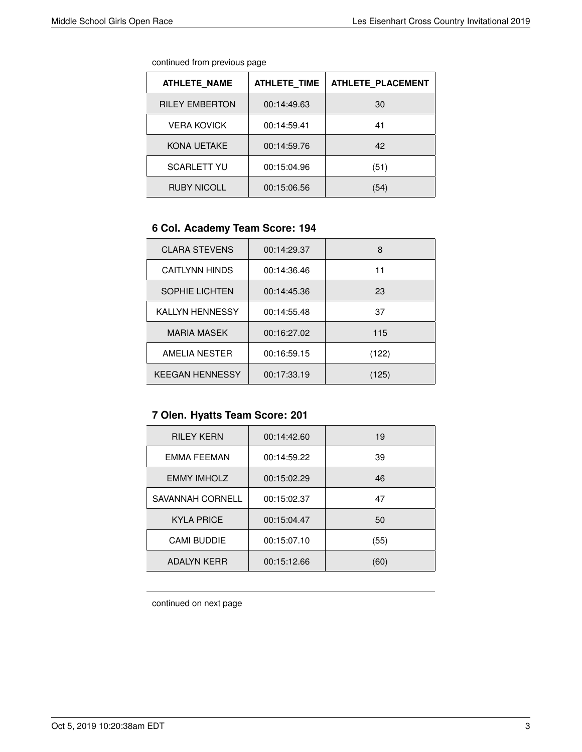continued from previous page

| ATHLETE_NAME | ATHLETE_TIME | ATHLETE_PLACEMENT |
|---|---|---|
| RILEY EMBERTON | 00:14:49.63 | 30 |
| VERA KOVICK | 00:14:59.41 | 41 |
| KONA UETAKE | 00:14:59.76 | 42 |
| SCARLETT YU | 00:15:04.96 | (51) |
| RUBY NICOLL | 00:15:06.56 | (54) |

### 6 Col. Academy Team Score: 194

| ATHLETE_NAME | ATHLETE_TIME | ATHLETE_PLACEMENT |
|---|---|---|
| CLARA STEVENS | 00:14:29.37 | 8 |
| CAITLYNN HINDS | 00:14:36.46 | 11 |
| SOPHIE LICHTEN | 00:14:45.36 | 23 |
| KALLYN HENNESSY | 00:14:55.48 | 37 |
| MARIA MASEK | 00:16:27.02 | 115 |
| AMELIA NESTER | 00:16:59.15 | (122) |
| KEEGAN HENNESSY | 00:17:33.19 | (125) |

### 7 Olen. Hyatts Team Score: 201

| ATHLETE_NAME | ATHLETE_TIME | ATHLETE_PLACEMENT |
|---|---|---|
| RILEY KERN | 00:14:42.60 | 19 |
| EMMA FEEMAN | 00:14:59.22 | 39 |
| EMMY IMHOLZ | 00:15:02.29 | 46 |
| SAVANNAH CORNELL | 00:15:02.37 | 47 |
| KYLA PRICE | 00:15:04.47 | 50 |
| CAMI BUDDIE | 00:15:07.10 | (55) |
| ADALYN KERR | 00:15:12.66 | (60) |

continued on next page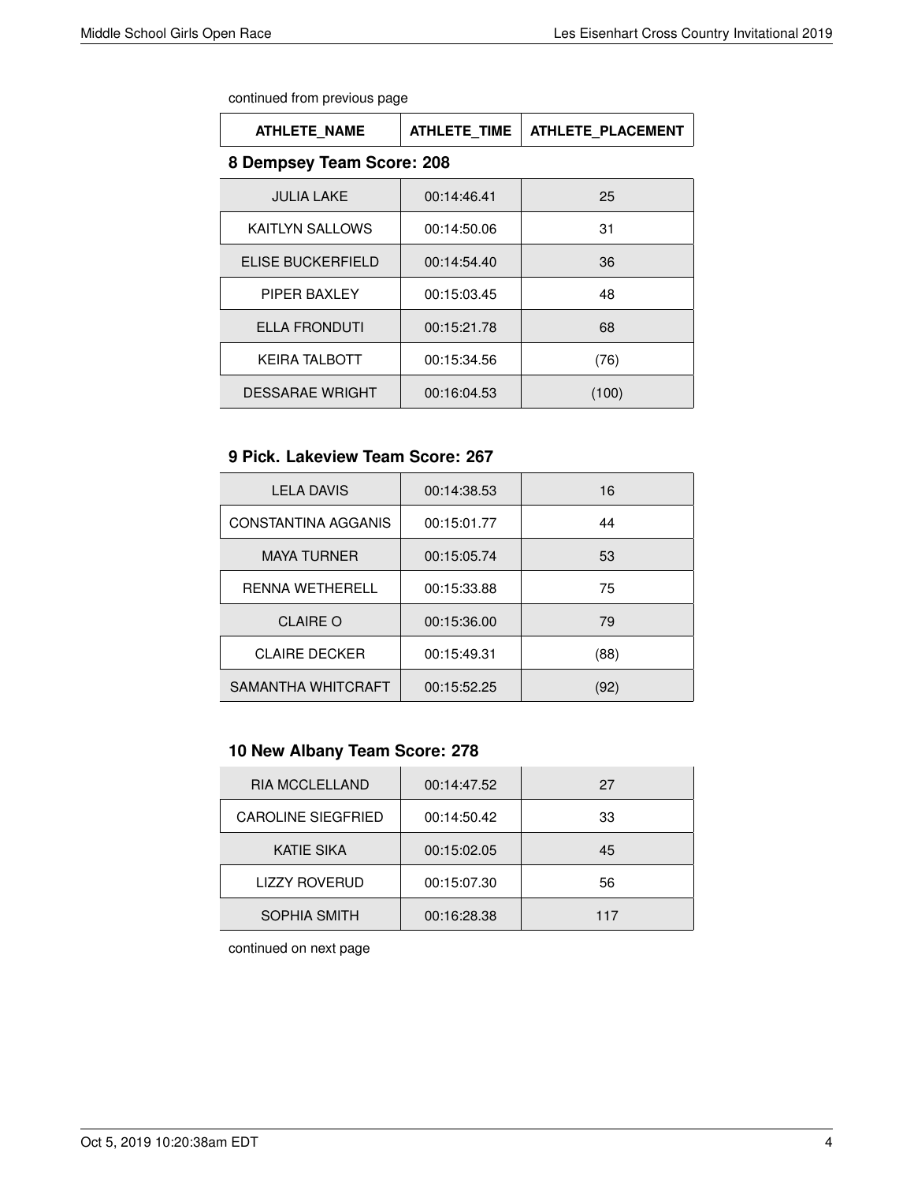continued from previous page

| ATHLETE_NAME | ATHLETE_TIME | ATHLETE_PLACEMENT |
|---|---|---|

### 8 Dempsey Team Score: 208

| ATHLETE_NAME | ATHLETE_TIME | ATHLETE_PLACEMENT |
|---|---|---|
| JULIA LAKE | 00:14:46.41 | 25 |
| KAITLYN SALLOWS | 00:14:50.06 | 31 |
| ELISE BUCKERFIELD | 00:14:54.40 | 36 |
| PIPER BAXLEY | 00:15:03.45 | 48 |
| ELLA FRONDUTI | 00:15:21.78 | 68 |
| KEIRA TALBOTT | 00:15:34.56 | (76) |
| DESSARAE WRIGHT | 00:16:04.53 | (100) |

### 9 Pick. Lakeview Team Score: 267

| ATHLETE_NAME | ATHLETE_TIME | ATHLETE_PLACEMENT |
|---|---|---|
| LELA DAVIS | 00:14:38.53 | 16 |
| CONSTANTINA AGGANIS | 00:15:01.77 | 44 |
| MAYA TURNER | 00:15:05.74 | 53 |
| RENNA WETHERELL | 00:15:33.88 | 75 |
| CLAIRE O | 00:15:36.00 | 79 |
| CLAIRE DECKER | 00:15:49.31 | (88) |
| SAMANTHA WHITCRAFT | 00:15:52.25 | (92) |

### 10 New Albany Team Score: 278

| ATHLETE_NAME | ATHLETE_TIME | ATHLETE_PLACEMENT |
|---|---|---|
| RIA MCCLELLAND | 00:14:47.52 | 27 |
| CAROLINE SIEGFRIED | 00:14:50.42 | 33 |
| KATIE SIKA | 00:15:02.05 | 45 |
| LIZZY ROVERUD | 00:15:07.30 | 56 |
| SOPHIA SMITH | 00:16:28.38 | 117 |

continued on next page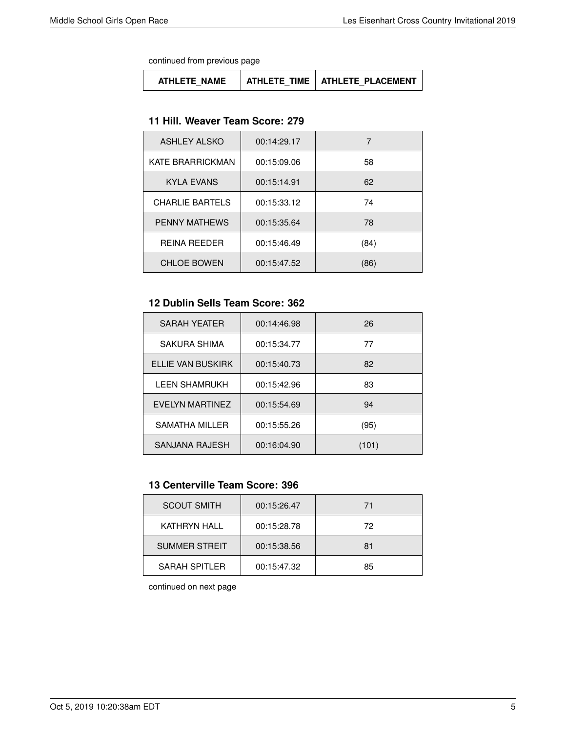continued from previous page

| ATHLETE_NAME | ATHLETE_TIME | ATHLETE_PLACEMENT |
|---|---|---|

### 11 Hill. Weaver Team Score: 279

| ATHLETE_NAME | ATHLETE_TIME | ATHLETE_PLACEMENT |
|---|---|---|
| ASHLEY ALSKO | 00:14:29.17 | 7 |
| KATE BRARRICKMAN | 00:15:09.06 | 58 |
| KYLA EVANS | 00:15:14.91 | 62 |
| CHARLIE BARTELS | 00:15:33.12 | 74 |
| PENNY MATHEWS | 00:15:35.64 | 78 |
| REINA REEDER | 00:15:46.49 | (84) |
| CHLOE BOWEN | 00:15:47.52 | (86) |

### 12 Dublin Sells Team Score: 362

| ATHLETE_NAME | ATHLETE_TIME | ATHLETE_PLACEMENT |
|---|---|---|
| SARAH YEATER | 00:14:46.98 | 26 |
| SAKURA SHIMA | 00:15:34.77 | 77 |
| ELLIE VAN BUSKIRK | 00:15:40.73 | 82 |
| LEEN SHAMRUKH | 00:15:42.96 | 83 |
| EVELYN MARTINEZ | 00:15:54.69 | 94 |
| SAMATHA MILLER | 00:15:55.26 | (95) |
| SANJANA RAJESH | 00:16:04.90 | (101) |

### 13 Centerville Team Score: 396

| ATHLETE_NAME | ATHLETE_TIME | ATHLETE_PLACEMENT |
|---|---|---|
| SCOUT SMITH | 00:15:26.47 | 71 |
| KATHRYN HALL | 00:15:28.78 | 72 |
| SUMMER STREIT | 00:15:38.56 | 81 |
| SARAH SPITLER | 00:15:47.32 | 85 |

continued on next page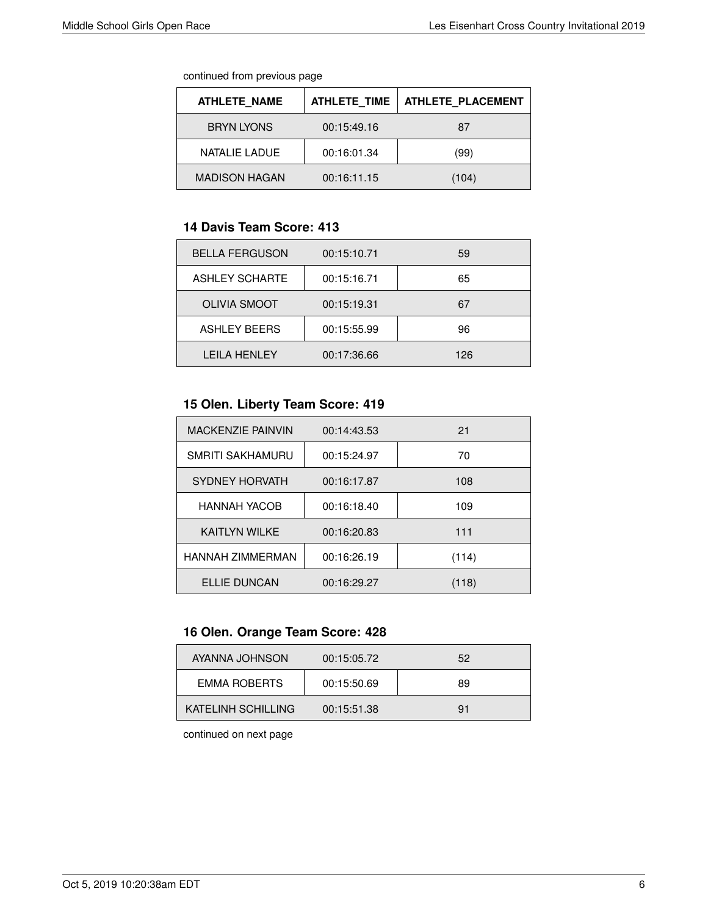continued from previous page

| ATHLETE_NAME | ATHLETE_TIME | ATHLETE_PLACEMENT |
|---|---|---|
| BRYN LYONS | 00:15:49.16 | 87 |
| NATALIE LADUE | 00:16:01.34 | (99) |
| MADISON HAGAN | 00:16:11.15 | (104) |

### 14 Davis Team Score: 413

| ATHLETE_NAME | ATHLETE_TIME | ATHLETE_PLACEMENT |
|---|---|---|
| BELLA FERGUSON | 00:15:10.71 | 59 |
| ASHLEY SCHARTE | 00:15:16.71 | 65 |
| OLIVIA SMOOT | 00:15:19.31 | 67 |
| ASHLEY BEERS | 00:15:55.99 | 96 |
| LEILA HENLEY | 00:17:36.66 | 126 |

### 15 Olen. Liberty Team Score: 419

| ATHLETE_NAME | ATHLETE_TIME | ATHLETE_PLACEMENT |
|---|---|---|
| MACKENZIE PAINVIN | 00:14:43.53 | 21 |
| SMRITI SAKHAMURU | 00:15:24.97 | 70 |
| SYDNEY HORVATH | 00:16:17.87 | 108 |
| HANNAH YACOB | 00:16:18.40 | 109 |
| KAITLYN WILKE | 00:16:20.83 | 111 |
| HANNAH ZIMMERMAN | 00:16:26.19 | (114) |
| ELLIE DUNCAN | 00:16:29.27 | (118) |

### 16 Olen. Orange Team Score: 428

| ATHLETE_NAME | ATHLETE_TIME | ATHLETE_PLACEMENT |
|---|---|---|
| AYANNA JOHNSON | 00:15:05.72 | 52 |
| EMMA ROBERTS | 00:15:50.69 | 89 |
| KATELINH SCHILLING | 00:15:51.38 | 91 |

continued on next page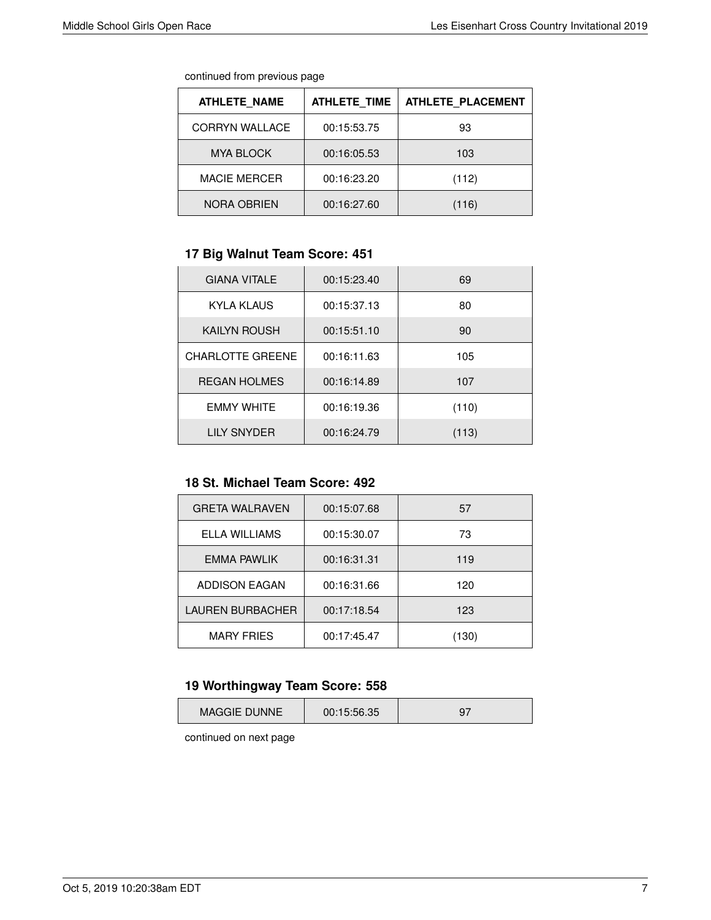continued from previous page

| ATHLETE_NAME | ATHLETE_TIME | ATHLETE_PLACEMENT |
|---|---|---|
| CORRYN WALLACE | 00:15:53.75 | 93 |
| MYA BLOCK | 00:16:05.53 | 103 |
| MACIE MERCER | 00:16:23.20 | (112) |
| NORA OBRIEN | 00:16:27.60 | (116) |

### 17 Big Walnut Team Score: 451

| ATHLETE_NAME | ATHLETE_TIME | ATHLETE_PLACEMENT |
|---|---|---|
| GIANA VITALE | 00:15:23.40 | 69 |
| KYLA KLAUS | 00:15:37.13 | 80 |
| KAILYN ROUSH | 00:15:51.10 | 90 |
| CHARLOTTE GREENE | 00:16:11.63 | 105 |
| REGAN HOLMES | 00:16:14.89 | 107 |
| EMMY WHITE | 00:16:19.36 | (110) |
| LILY SNYDER | 00:16:24.79 | (113) |

### 18 St. Michael Team Score: 492

| ATHLETE_NAME | ATHLETE_TIME | ATHLETE_PLACEMENT |
|---|---|---|
| GRETA WALRAVEN | 00:15:07.68 | 57 |
| ELLA WILLIAMS | 00:15:30.07 | 73 |
| EMMA PAWLIK | 00:16:31.31 | 119 |
| ADDISON EAGAN | 00:16:31.66 | 120 |
| LAUREN BURBACHER | 00:17:18.54 | 123 |
| MARY FRIES | 00:17:45.47 | (130) |

### 19 Worthingway Team Score: 558

| ATHLETE_NAME | ATHLETE_TIME | ATHLETE_PLACEMENT |
|---|---|---|
| MAGGIE DUNNE | 00:15:56.35 | 97 |

continued on next page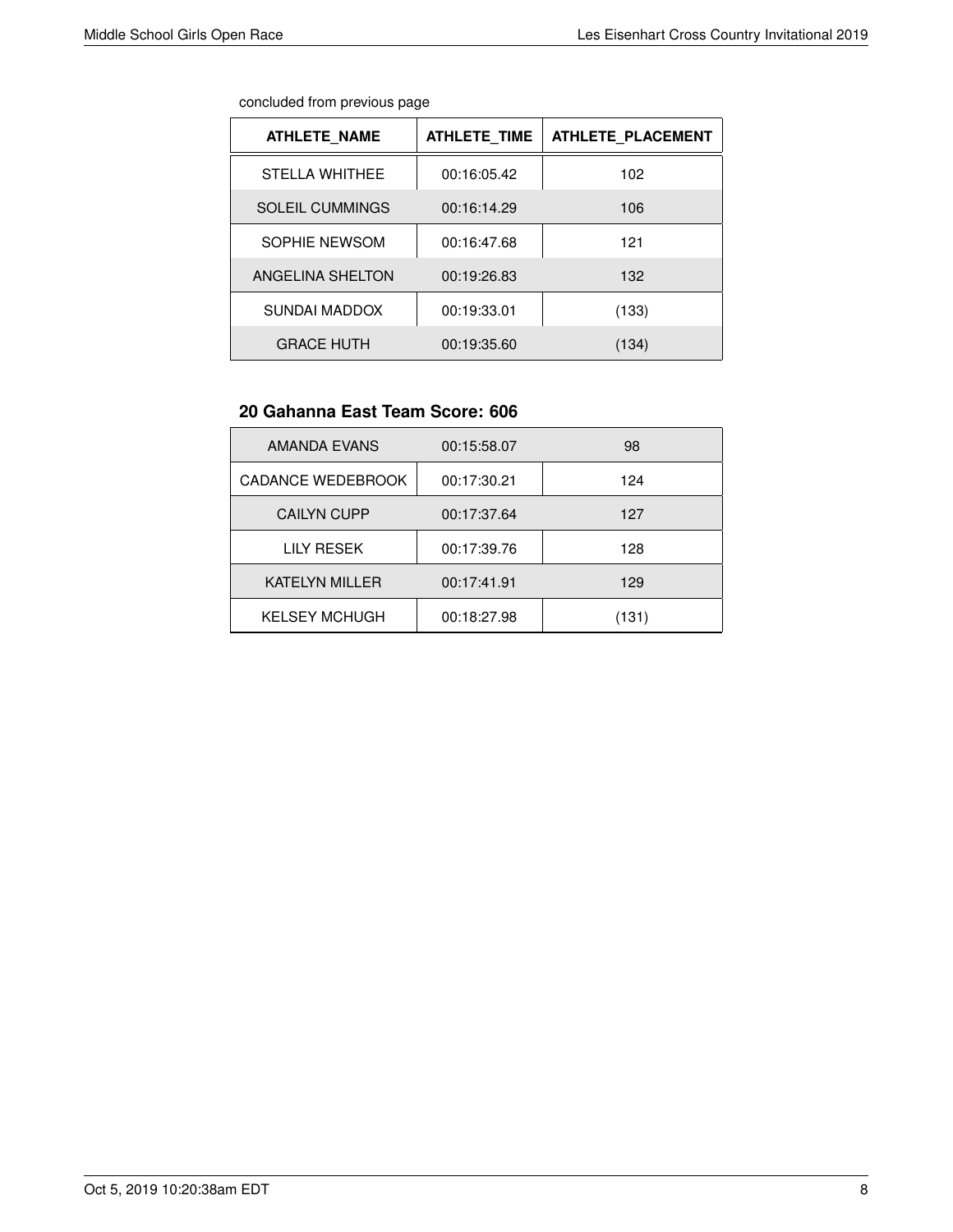concluded from previous page

| ATHLETE_NAME | ATHLETE_TIME | ATHLETE_PLACEMENT |
| --- | --- | --- |
| STELLA WHITHEE | 00:16:05.42 | 102 |
| SOLEIL CUMMINGS | 00:16:14.29 | 106 |
| SOPHIE NEWSOM | 00:16:47.68 | 121 |
| ANGELINA SHELTON | 00:19:26.83 | 132 |
| SUNDAI MADDOX | 00:19:33.01 | (133) |
| GRACE HUTH | 00:19:35.60 | (134) |

### 20 Gahanna East Team Score: 606

| | | |
| --- | --- | --- |
| AMANDA EVANS | 00:15:58.07 | 98 |
| CADANCE WEDEBROOK | 00:17:30.21 | 124 |
| CAILYN CUPP | 00:17:37.64 | 127 |
| LILY RESEK | 00:17:39.76 | 128 |
| KATELYN MILLER | 00:17:41.91 | 129 |
| KELSEY MCHUGH | 00:18:27.98 | (131) |